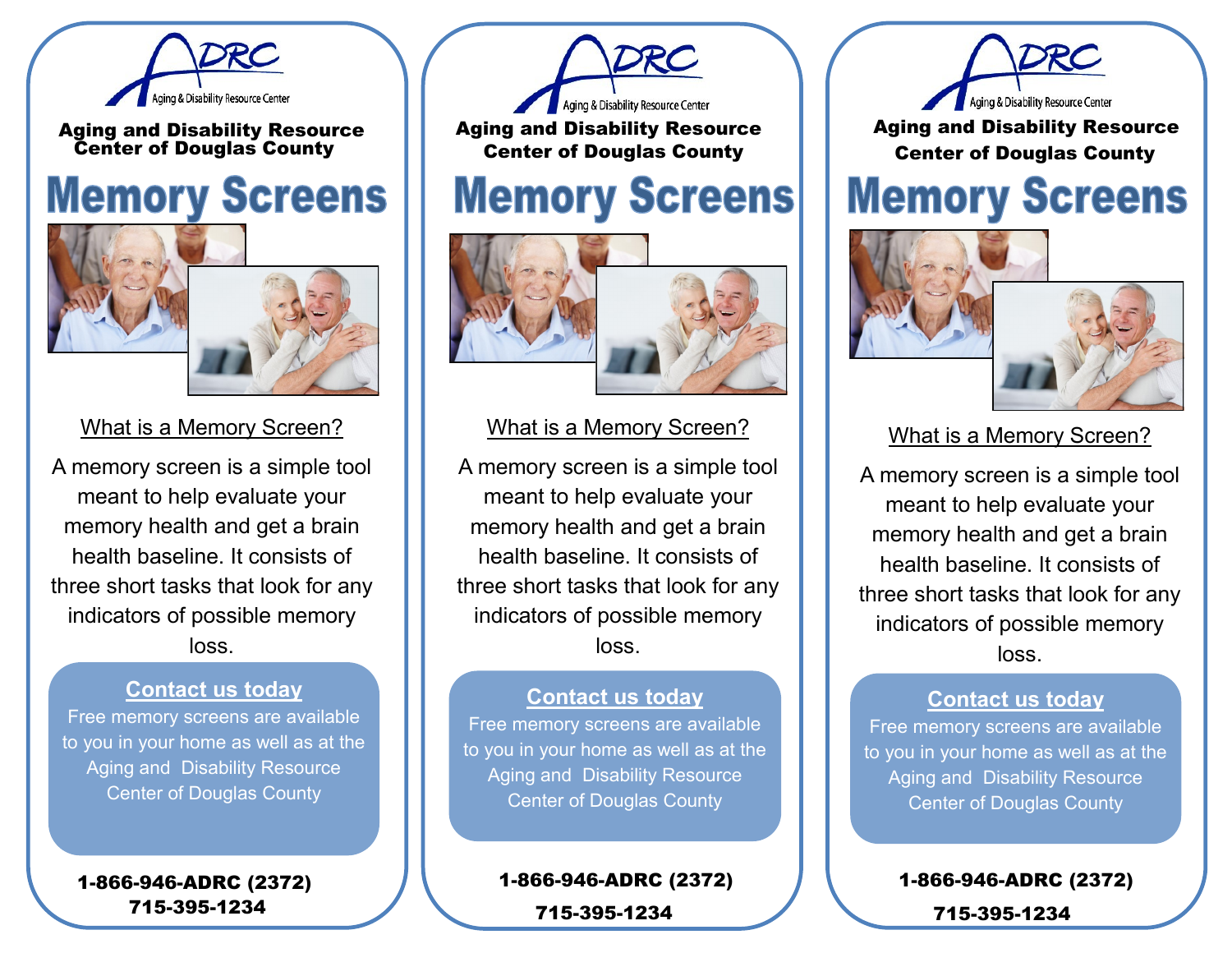Aging & Disability Resource Center

**Aging and Disability Resource Center of Douglas County**

# Memory Screens

## What is a Memory Screen?

A memory screen is a simple tool meant to help evaluate your memory health and get a brain health baseline. It consists of three short tasks that look for any indicators of possible memory loss.

### Contact us today

Free memory screens are available to you in your home as well as at the Aging and Disability Resource Center of Douglas County

**1-866-946-ADRC (2372)**
**715-395-1234**

---

Aging & Disability Resource Center

**Aging and Disability Resource Center of Douglas County**

# Memory Screens

## What is a Memory Screen?

A memory screen is a simple tool meant to help evaluate your memory health and get a brain health baseline. It consists of three short tasks that look for any indicators of possible memory loss.

### Contact us today

Free memory screens are available to you in your home as well as at the Aging and Disability Resource Center of Douglas County

**1-866-946-ADRC (2372)**
**715-395-1234**

---

Aging & Disability Resource Center

**Aging and Disability Resource Center of Douglas County**

# Memory Screens

## What is a Memory Screen?

A memory screen is a simple tool meant to help evaluate your memory health and get a brain health baseline. It consists of three short tasks that look for any indicators of possible memory loss.

### Contact us today

Free memory screens are available to you in your home as well as at the Aging and Disability Resource Center of Douglas County

**1-866-946-ADRC (2372)**
**715-395-1234**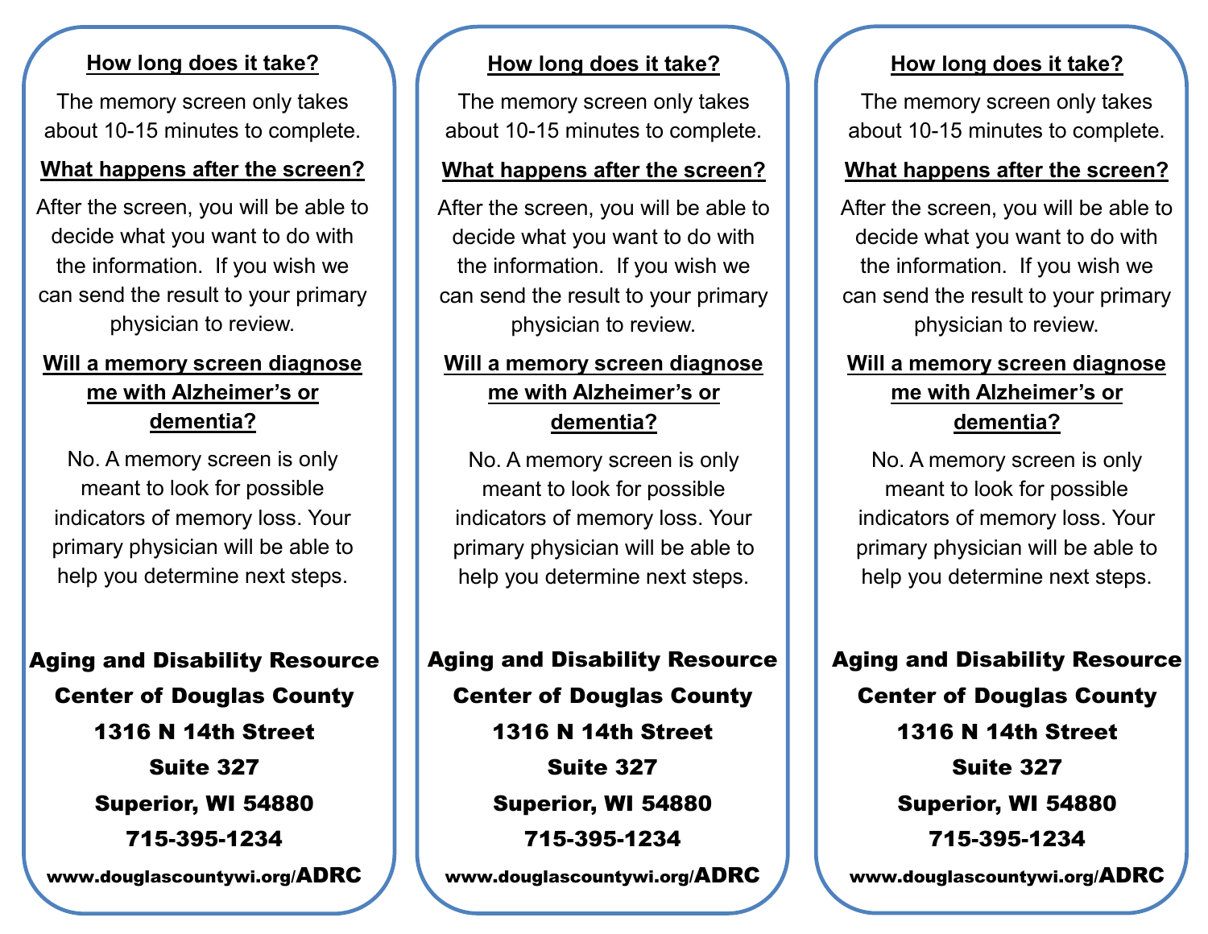**How long does it take?**

The memory screen only takes about 10-15 minutes to complete.

**What happens after the screen?**

After the screen, you will be able to decide what you want to do with the information. If you wish we can send the result to your primary physician to review.

**Will a memory screen diagnose me with Alzheimer's or dementia?**

No. A memory screen is only meant to look for possible indicators of memory loss. Your primary physician will be able to help you determine next steps.

**Aging and Disability Resource Center of Douglas County**
**1316 N 14th Street**
**Suite 327**
**Superior, WI 54880**
**715-395-1234**
**www.douglascountywi.org/ADRC**

**How long does it take?**

The memory screen only takes about 10-15 minutes to complete.

**What happens after the screen?**

After the screen, you will be able to decide what you want to do with the information. If you wish we can send the result to your primary physician to review.

**Will a memory screen diagnose me with Alzheimer's or dementia?**

No. A memory screen is only meant to look for possible indicators of memory loss. Your primary physician will be able to help you determine next steps.

**Aging and Disability Resource Center of Douglas County**
**1316 N 14th Street**
**Suite 327**
**Superior, WI 54880**
**715-395-1234**
**www.douglascountywi.org/ADRC**

**How long does it take?**

The memory screen only takes about 10-15 minutes to complete.

**What happens after the screen?**

After the screen, you will be able to decide what you want to do with the information. If you wish we can send the result to your primary physician to review.

**Will a memory screen diagnose me with Alzheimer's or dementia?**

No. A memory screen is only meant to look for possible indicators of memory loss. Your primary physician will be able to help you determine next steps.

**Aging and Disability Resource Center of Douglas County**
**1316 N 14th Street**
**Suite 327**
**Superior, WI 54880**
**715-395-1234**
**www.douglascountywi.org/ADRC**